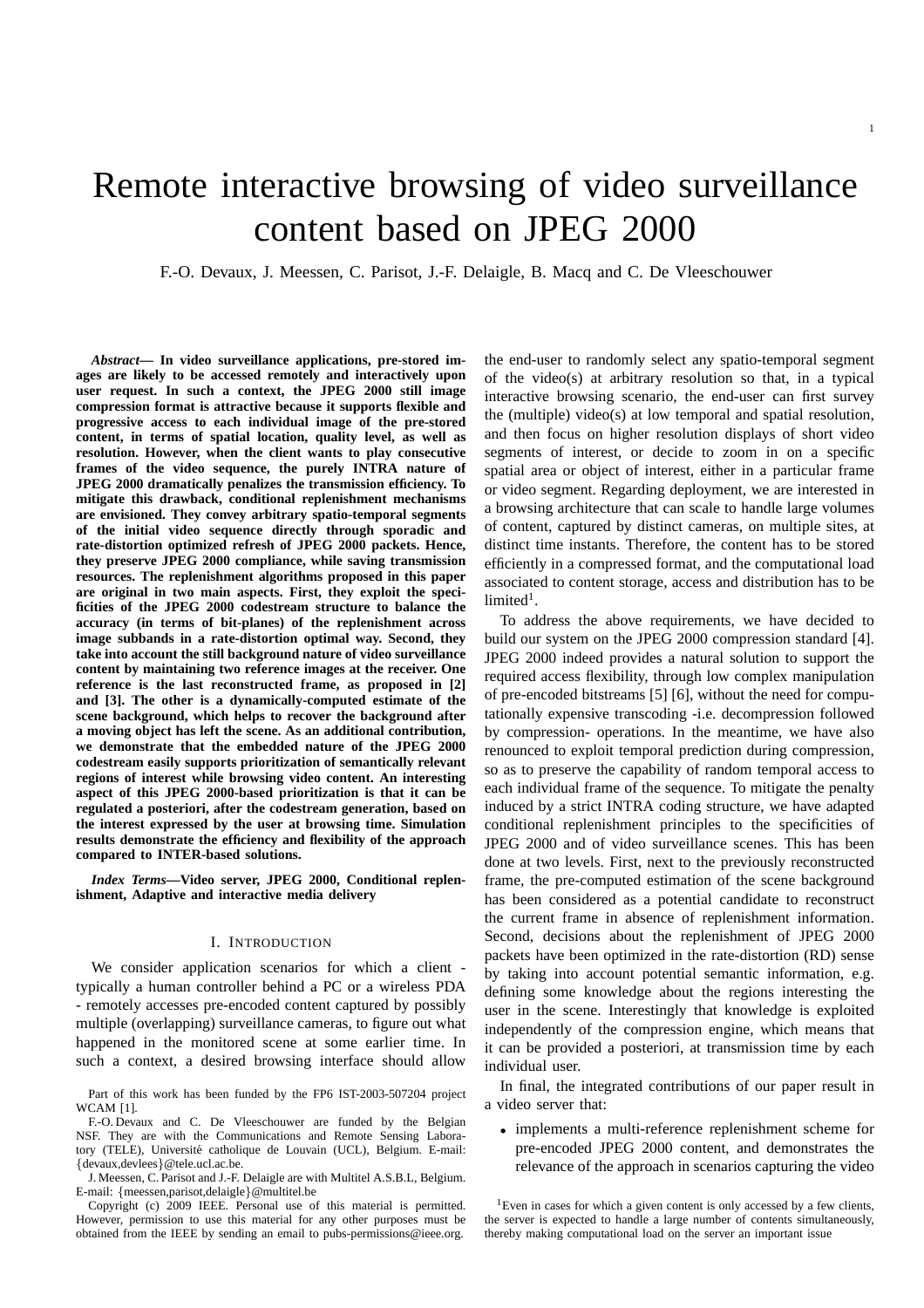# Remote interactive browsing of video surveillance content based on JPEG 2000

F.-O. Devaux, J. Meessen, C. Parisot, J.-F. Delaigle, B. Macq and C. De Vleeschouwer

***Abstract*— In video surveillance applications, pre-stored images are likely to be accessed remotely and interactively upon user request. In such a context, the JPEG 2000 still image compression format is attractive because it supports flexible and progressive access to each individual image of the pre-stored content, in terms of spatial location, quality level, as well as resolution. However, when the client wants to play consecutive frames of the video sequence, the purely INTRA nature of JPEG 2000 dramatically penalizes the transmission efficiency. To mitigate this drawback, conditional replenishment mechanisms are envisioned. They convey arbitrary spatio-temporal segments of the initial video sequence directly through sporadic and rate-distortion optimized refresh of JPEG 2000 packets. Hence, they preserve JPEG 2000 compliance, while saving transmission resources. The replenishment algorithms proposed in this paper are original in two main aspects. First, they exploit the specificities of the JPEG 2000 codestream structure to balance the accuracy (in terms of bit-planes) of the replenishment across image subbands in a rate-distortion optimal way. Second, they take into account the still background nature of video surveillance content by maintaining two reference images at the receiver. One reference is the last reconstructed frame, as proposed in [2] and [3]. The other is a dynamically-computed estimate of the scene background, which helps to recover the background after a moving object has left the scene. As an additional contribution, we demonstrate that the embedded nature of the JPEG 2000 codestream easily supports prioritization of semantically relevant regions of interest while browsing video content. An interesting aspect of this JPEG 2000-based prioritization is that it can be regulated a posteriori, after the codestream generation, based on the interest expressed by the user at browsing time. Simulation results demonstrate the efficiency and flexibility of the approach compared to INTER-based solutions.**

***Index Terms*—Video server, JPEG 2000, Conditional replenishment, Adaptive and interactive media delivery**

## I. Introduction

We consider application scenarios for which a client - typically a human controller behind a PC or a wireless PDA - remotely accesses pre-encoded content captured by possibly multiple (overlapping) surveillance cameras, to figure out what happened in the monitored scene at some earlier time. In such a context, a desired browsing interface should allow the end-user to randomly select any spatio-temporal segment of the video(s) at arbitrary resolution so that, in a typical interactive browsing scenario, the end-user can first survey the (multiple) video(s) at low temporal and spatial resolution, and then focus on higher resolution displays of short video segments of interest, or decide to zoom in on a specific spatial area or object of interest, either in a particular frame or video segment. Regarding deployment, we are interested in a browsing architecture that can scale to handle large volumes of content, captured by distinct cameras, on multiple sites, at distinct time instants. Therefore, the content has to be stored efficiently in a compressed format, and the computational load associated to content storage, access and distribution has to be limited[1].

To address the above requirements, we have decided to build our system on the JPEG 2000 compression standard [4]. JPEG 2000 indeed provides a natural solution to support the required access flexibility, through low complex manipulation of pre-encoded bitstreams [5] [6], without the need for computationally expensive transcoding -i.e. decompression followed by compression- operations. In the meantime, we have also renounced to exploit temporal prediction during compression, so as to preserve the capability of random temporal access to each individual frame of the sequence. To mitigate the penalty induced by a strict INTRA coding structure, we have adapted conditional replenishment principles to the specificities of JPEG 2000 and of video surveillance scenes. This has been done at two levels. First, next to the previously reconstructed frame, the pre-computed estimation of the scene background has been considered as a potential candidate to reconstruct the current frame in absence of replenishment information. Second, decisions about the replenishment of JPEG 2000 packets have been optimized in the rate-distortion (RD) sense by taking into account potential semantic information, e.g. defining some knowledge about the regions interesting the user in the scene. Interestingly that knowledge is exploited independently of the compression engine, which means that it can be provided a posteriori, at transmission time by each individual user.

In final, the integrated contributions of our paper result in a video server that:

- implements a multi-reference replenishment scheme for pre-encoded JPEG 2000 content, and demonstrates the relevance of the approach in scenarios capturing the video

Part of this work has been funded by the FP6 IST-2003-507204 project WCAM [1].

F.-O. Devaux and C. De Vleeschouwer are funded by the Belgian NSF. They are with the Communications and Remote Sensing Laboratory (TELE), Université catholique de Louvain (UCL), Belgium. E-mail: {devaux,devlees}@tele.ucl.ac.be.

J. Meessen, C. Parisot and J.-F. Delaigle are with Multitel A.S.B.L, Belgium. E-mail: {meessen,parisot,delaigle}@multitel.be

Copyright (c) 2009 IEEE. Personal use of this material is permitted. However, permission to use this material for any other purposes must be obtained from the IEEE by sending an email to pubs-permissions@ieee.org.

[1] Even in cases for which a given content is only accessed by a few clients, the server is expected to handle a large number of contents simultaneously, thereby making computational load on the server an important issue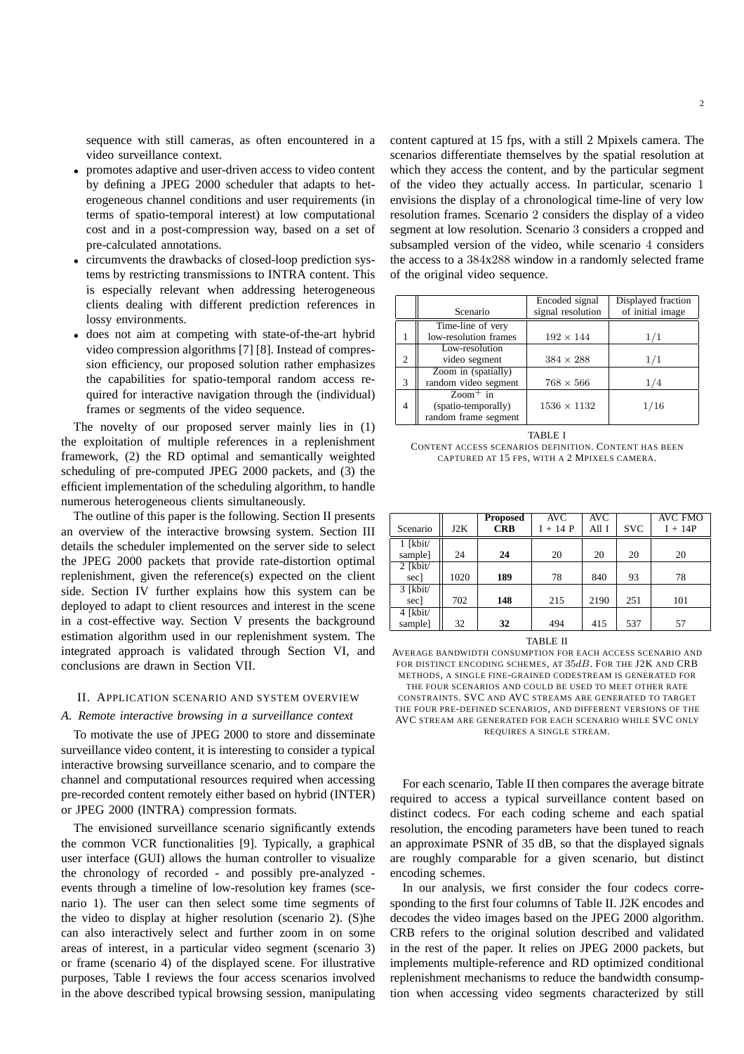sequence with still cameras, as often encountered in a video surveillance context.

- promotes adaptive and user-driven access to video content by defining a JPEG 2000 scheduler that adapts to heterogeneous channel conditions and user requirements (in terms of spatio-temporal interest) at low computational cost and in a post-compression way, based on a set of pre-calculated annotations.
- circumvents the drawbacks of closed-loop prediction systems by restricting transmissions to INTRA content. This is especially relevant when addressing heterogeneous clients dealing with different prediction references in lossy environments.
- does not aim at competing with state-of-the-art hybrid video compression algorithms [7] [8]. Instead of compression efficiency, our proposed solution rather emphasizes the capabilities for spatio-temporal random access required for interactive navigation through the (individual) frames or segments of the video sequence.

The novelty of our proposed server mainly lies in (1) the exploitation of multiple references in a replenishment framework, (2) the RD optimal and semantically weighted scheduling of pre-computed JPEG 2000 packets, and (3) the efficient implementation of the scheduling algorithm, to handle numerous heterogeneous clients simultaneously.

The outline of this paper is the following. Section II presents an overview of the interactive browsing system. Section III details the scheduler implemented on the server side to select the JPEG 2000 packets that provide rate-distortion optimal replenishment, given the reference(s) expected on the client side. Section IV further explains how this system can be deployed to adapt to client resources and interest in the scene in a cost-effective way. Section V presents the background estimation algorithm used in our replenishment system. The integrated approach is validated through Section VI, and conclusions are drawn in Section VII.

## II. Application scenario and system overview

### *A. Remote interactive browsing in a surveillance context*

To motivate the use of JPEG 2000 to store and disseminate surveillance video content, it is interesting to consider a typical interactive browsing surveillance scenario, and to compare the channel and computational resources required when accessing pre-recorded content remotely either based on hybrid (INTER) or JPEG 2000 (INTRA) compression formats.

The envisioned surveillance scenario significantly extends the common VCR functionalities [9]. Typically, a graphical user interface (GUI) allows the human controller to visualize the chronology of recorded - and possibly pre-analyzed - events through a timeline of low-resolution key frames (scenario 1). The user can then select some time segments of the video to display at higher resolution (scenario 2). (S)he can also interactively select and further zoom in on some areas of interest, in a particular video segment (scenario 3) or frame (scenario 4) of the displayed scene. For illustrative purposes, Table I reviews the four access scenarios involved in the above described typical browsing session, manipulating content captured at 15 fps, with a still 2 Mpixels camera. The scenarios differentiate themselves by the spatial resolution at which they access the content, and by the particular segment of the video they actually access. In particular, scenario 1 envisions the display of a chronological time-line of very low resolution frames. Scenario 2 considers the display of a video segment at low resolution. Scenario 3 considers a cropped and subsampled version of the video, while scenario 4 considers the access to a 384x288 window in a randomly selected frame of the original video sequence.

| | Scenario | Encoded signal signal resolution | Displayed fraction of initial image |
|---|---|---|---|
| 1 | Time-line of very low-resolution frames | $192 \times 144$ | $1/1$ |
| 2 | Low-resolution video segment | $384 \times 288$ | $1/1$ |
| 3 | Zoom in (spatially) random video segment | $768 \times 566$ | $1/4$ |
| 4 | Zoom$^+$ in (spatio-temporally) random frame segment | $1536 \times 1132$ | $1/16$ |

TABLE I
Content access scenarios definition. Content has been captured at 15 fps, with a 2 Mpixels camera.

| Scenario | J2K | **Proposed CRB** | AVC I + 14 P | AVC All I | SVC | AVC FMO I + 14P |
|---|---|---|---|---|---|---|
| 1 [kbit/ sample] | 24 | **24** | 20 | 20 | 20 | 20 |
| 2 [kbit/ sec] | 1020 | **189** | 78 | 840 | 93 | 78 |
| 3 [kbit/ sec] | 702 | **148** | 215 | 2190 | 251 | 101 |
| 4 [kbit/ sample] | 32 | **32** | 494 | 415 | 537 | 57 |

TABLE II
Average bandwidth consumption for each access scenario and for distinct encoding schemes, at $35dB$. For the J2K and CRB methods, a single fine-grained codestream is generated for the four scenarios and could be used to meet other rate constraints. SVC and AVC streams are generated to target the four pre-defined scenarios, and different versions of the AVC stream are generated for each scenario while SVC only requires a single stream.

For each scenario, Table II then compares the average bitrate required to access a typical surveillance content based on distinct codecs. For each coding scheme and each spatial resolution, the encoding parameters have been tuned to reach an approximate PSNR of 35 dB, so that the displayed signals are roughly comparable for a given scenario, but distinct encoding schemes.

In our analysis, we first consider the four codecs corresponding to the first four columns of Table II. J2K encodes and decodes the video images based on the JPEG 2000 algorithm. CRB refers to the original solution described and validated in the rest of the paper. It relies on JPEG 2000 packets, but implements multiple-reference and RD optimized conditional replenishment mechanisms to reduce the bandwidth consumption when accessing video segments characterized by still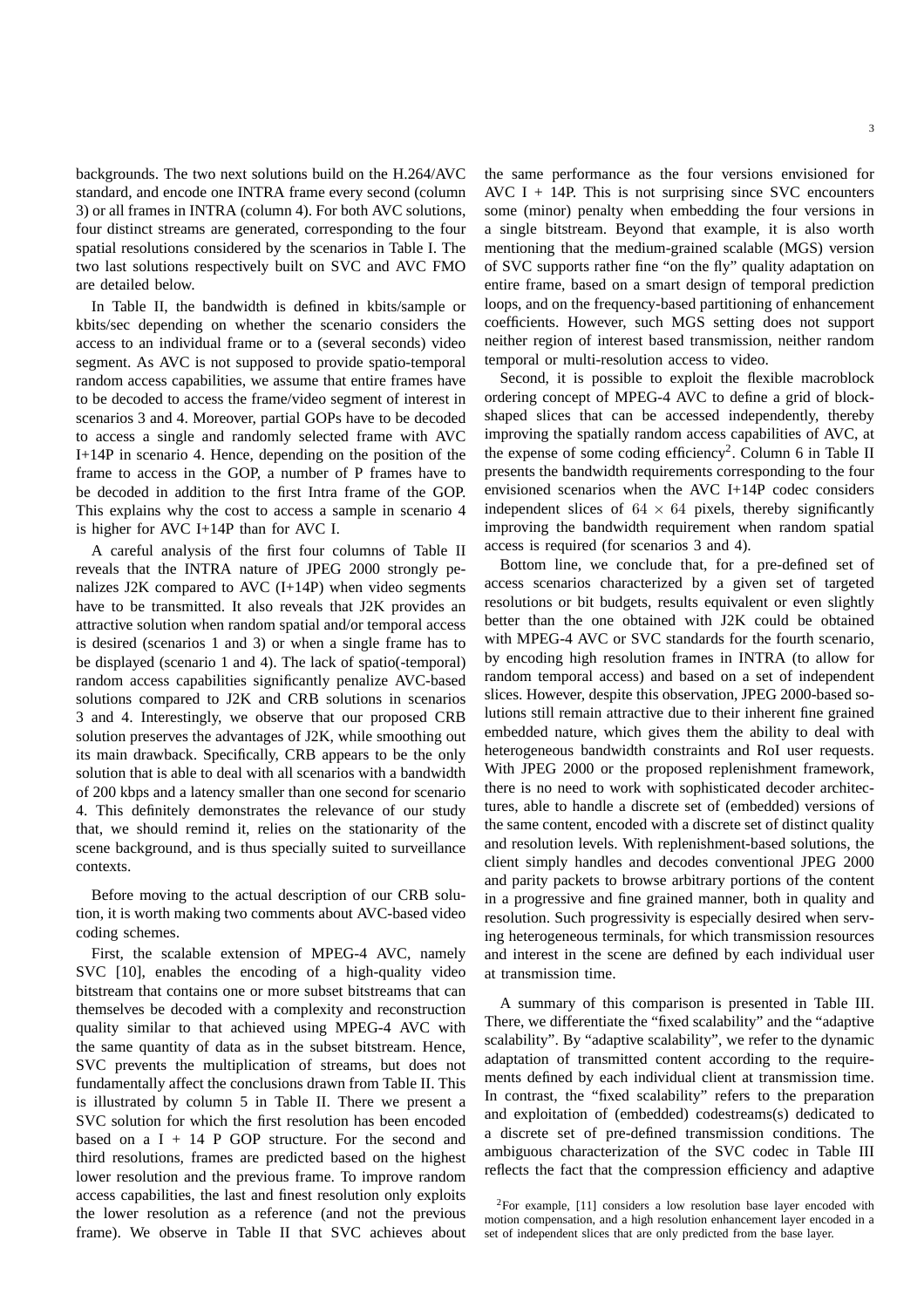backgrounds. The two next solutions build on the H.264/AVC standard, and encode one INTRA frame every second (column 3) or all frames in INTRA (column 4). For both AVC solutions, four distinct streams are generated, corresponding to the four spatial resolutions considered by the scenarios in Table I. The two last solutions respectively built on SVC and AVC FMO are detailed below.

In Table II, the bandwidth is defined in kbits/sample or kbits/sec depending on whether the scenario considers the access to an individual frame or to a (several seconds) video segment. As AVC is not supposed to provide spatio-temporal random access capabilities, we assume that entire frames have to be decoded to access the frame/video segment of interest in scenarios 3 and 4. Moreover, partial GOPs have to be decoded to access a single and randomly selected frame with AVC I+14P in scenario 4. Hence, depending on the position of the frame to access in the GOP, a number of P frames have to be decoded in addition to the first Intra frame of the GOP. This explains why the cost to access a sample in scenario 4 is higher for AVC I+14P than for AVC I.

A careful analysis of the first four columns of Table II reveals that the INTRA nature of JPEG 2000 strongly penalizes J2K compared to AVC (I+14P) when video segments have to be transmitted. It also reveals that J2K provides an attractive solution when random spatial and/or temporal access is desired (scenarios 1 and 3) or when a single frame has to be displayed (scenario 1 and 4). The lack of spatio(-temporal) random access capabilities significantly penalize AVC-based solutions compared to J2K and CRB solutions in scenarios 3 and 4. Interestingly, we observe that our proposed CRB solution preserves the advantages of J2K, while smoothing out its main drawback. Specifically, CRB appears to be the only solution that is able to deal with all scenarios with a bandwidth of 200 kbps and a latency smaller than one second for scenario 4. This definitely demonstrates the relevance of our study that, we should remind it, relies on the stationarity of the scene background, and is thus specially suited to surveillance contexts.

Before moving to the actual description of our CRB solution, it is worth making two comments about AVC-based video coding schemes.

First, the scalable extension of MPEG-4 AVC, namely SVC [10], enables the encoding of a high-quality video bitstream that contains one or more subset bitstreams that can themselves be decoded with a complexity and reconstruction quality similar to that achieved using MPEG-4 AVC with the same quantity of data as in the subset bitstream. Hence, SVC prevents the multiplication of streams, but does not fundamentally affect the conclusions drawn from Table II. This is illustrated by column 5 in Table II. There we present a SVC solution for which the first resolution has been encoded based on a I + 14 P GOP structure. For the second and third resolutions, frames are predicted based on the highest lower resolution and the previous frame. To improve random access capabilities, the last and finest resolution only exploits the lower resolution as a reference (and not the previous frame). We observe in Table II that SVC achieves about the same performance as the four versions envisioned for AVC I + 14P. This is not surprising since SVC encounters some (minor) penalty when embedding the four versions in a single bitstream. Beyond that example, it is also worth mentioning that the medium-grained scalable (MGS) version of SVC supports rather fine "on the fly" quality adaptation on entire frame, based on a smart design of temporal prediction loops, and on the frequency-based partitioning of enhancement coefficients. However, such MGS setting does not support neither region of interest based transmission, neither random temporal or multi-resolution access to video.

Second, it is possible to exploit the flexible macroblock ordering concept of MPEG-4 AVC to define a grid of block-shaped slices that can be accessed independently, thereby improving the spatially random access capabilities of AVC, at the expense of some coding efficiency[2]. Column 6 in Table II presents the bandwidth requirements corresponding to the four envisioned scenarios when the AVC I+14P codec considers independent slices of $64 \times 64$ pixels, thereby significantly improving the bandwidth requirement when random spatial access is required (for scenarios 3 and 4).

Bottom line, we conclude that, for a pre-defined set of access scenarios characterized by a given set of targeted resolutions or bit budgets, results equivalent or even slightly better than the one obtained with J2K could be obtained with MPEG-4 AVC or SVC standards for the fourth scenario, by encoding high resolution frames in INTRA (to allow for random temporal access) and based on a set of independent slices. However, despite this observation, JPEG 2000-based solutions still remain attractive due to their inherent fine grained embedded nature, which gives them the ability to deal with heterogeneous bandwidth constraints and RoI user requests. With JPEG 2000 or the proposed replenishment framework, there is no need to work with sophisticated decoder architectures, able to handle a discrete set of (embedded) versions of the same content, encoded with a discrete set of distinct quality and resolution levels. With replenishment-based solutions, the client simply handles and decodes conventional JPEG 2000 and parity packets to browse arbitrary portions of the content in a progressive and fine grained manner, both in quality and resolution. Such progressivity is especially desired when serving heterogeneous terminals, for which transmission resources and interest in the scene are defined by each individual user at transmission time.

A summary of this comparison is presented in Table III. There, we differentiate the "fixed scalability" and the "adaptive scalability". By "adaptive scalability", we refer to the dynamic adaptation of transmitted content according to the requirements defined by each individual client at transmission time. In contrast, the "fixed scalability" refers to the preparation and exploitation of (embedded) codestreams(s) dedicated to a discrete set of pre-defined transmission conditions. The ambiguous characterization of the SVC codec in Table III reflects the fact that the compression efficiency and adaptive

[2]For example, [11] considers a low resolution base layer encoded with motion compensation, and a high resolution enhancement layer encoded in a set of independent slices that are only predicted from the base layer.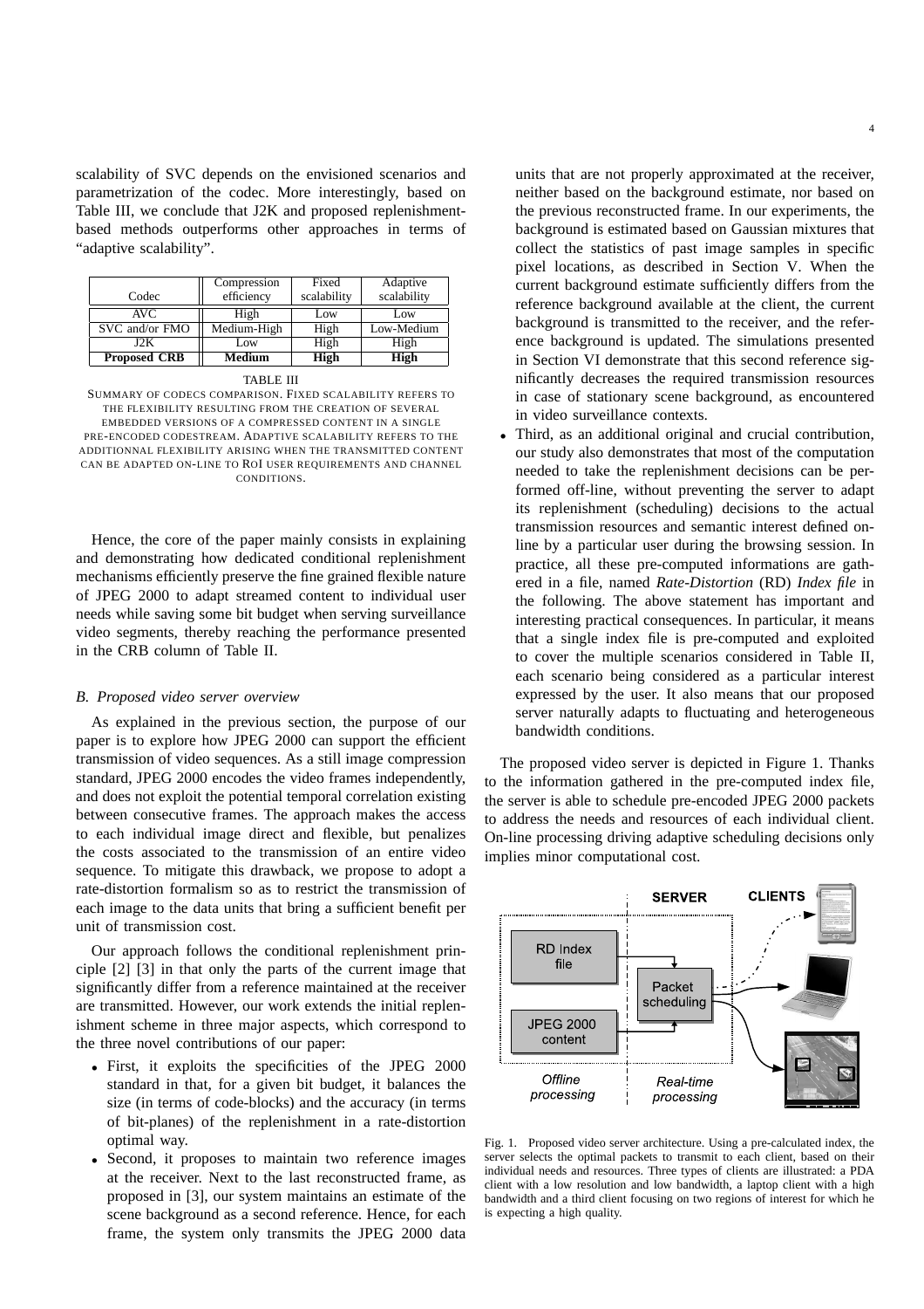scalability of SVC depends on the envisioned scenarios and parametrization of the codec. More interestingly, based on Table III, we conclude that J2K and proposed replenishment-based methods outperforms other approaches in terms of "adaptive scalability".

| Codec | Compression efficiency | Fixed scalability | Adaptive scalability |
|---|---|---|---|
| AVC | High | Low | Low |
| SVC and/or FMO | Medium-High | High | Low-Medium |
| J2K | Low | High | High |
| **Proposed CRB** | **Medium** | **High** | **High** |

TABLE III
SUMMARY OF CODECS COMPARISON. FIXED SCALABILITY REFERS TO THE FLEXIBILITY RESULTING FROM THE CREATION OF SEVERAL EMBEDDED VERSIONS OF A COMPRESSED CONTENT IN A SINGLE PRE-ENCODED CODESTREAM. ADAPTIVE SCALABILITY REFERS TO THE ADDITIONNAL FLEXIBILITY ARISING WHEN THE TRANSMITTED CONTENT CAN BE ADAPTED ON-LINE TO ROI USER REQUIREMENTS AND CHANNEL CONDITIONS.

Hence, the core of the paper mainly consists in explaining and demonstrating how dedicated conditional replenishment mechanisms efficiently preserve the fine grained flexible nature of JPEG 2000 to adapt streamed content to individual user needs while saving some bit budget when serving surveillance video segments, thereby reaching the performance presented in the CRB column of Table II.

### *B. Proposed video server overview*

As explained in the previous section, the purpose of our paper is to explore how JPEG 2000 can support the efficient transmission of video sequences. As a still image compression standard, JPEG 2000 encodes the video frames independently, and does not exploit the potential temporal correlation existing between consecutive frames. The approach makes the access to each individual image direct and flexible, but penalizes the costs associated to the transmission of an entire video sequence. To mitigate this drawback, we propose to adopt a rate-distortion formalism so as to restrict the transmission of each image to the data units that bring a sufficient benefit per unit of transmission cost.

Our approach follows the conditional replenishment principle [2] [3] in that only the parts of the current image that significantly differ from a reference maintained at the receiver are transmitted. However, our work extends the initial replenishment scheme in three major aspects, which correspond to the three novel contributions of our paper:

- First, it exploits the specificities of the JPEG 2000 standard in that, for a given bit budget, it balances the size (in terms of code-blocks) and the accuracy (in terms of bit-planes) of the replenishment in a rate-distortion optimal way.
- Second, it proposes to maintain two reference images at the receiver. Next to the last reconstructed frame, as proposed in [3], our system maintains an estimate of the scene background as a second reference. Hence, for each frame, the system only transmits the JPEG 2000 data units that are not properly approximated at the receiver, neither based on the background estimate, nor based on the previous reconstructed frame. In our experiments, the background is estimated based on Gaussian mixtures that collect the statistics of past image samples in specific pixel locations, as described in Section V. When the current background estimate sufficiently differs from the reference background available at the client, the current background is transmitted to the receiver, and the reference background is updated. The simulations presented in Section VI demonstrate that this second reference significantly decreases the required transmission resources in case of stationary scene background, as encountered in video surveillance contexts.
- Third, as an additional original and crucial contribution, our study also demonstrates that most of the computation needed to take the replenishment decisions can be performed off-line, without preventing the server to adapt its replenishment (scheduling) decisions to the actual transmission resources and semantic interest defined online by a particular user during the browsing session. In practice, all these pre-computed informations are gathered in a file, named *Rate-Distortion* (RD) *Index file* in the following. The above statement has important and interesting practical consequences. In particular, it means that a single index file is pre-computed and exploited to cover the multiple scenarios considered in Table II, each scenario being considered as a particular interest expressed by the user. It also means that our proposed server naturally adapts to fluctuating and heterogeneous bandwidth conditions.

The proposed video server is depicted in Figure 1. Thanks to the information gathered in the pre-computed index file, the server is able to schedule pre-encoded JPEG 2000 packets to address the needs and resources of each individual client. On-line processing driving adaptive scheduling decisions only implies minor computational cost.

Fig. 1. Proposed video server architecture. Using a pre-calculated index, the server selects the optimal packets to transmit to each client, based on their individual needs and resources. Three types of clients are illustrated: a PDA client with a low resolution and low bandwidth, a laptop client with a high bandwidth and a third client focusing on two regions of interest for which he is expecting a high quality.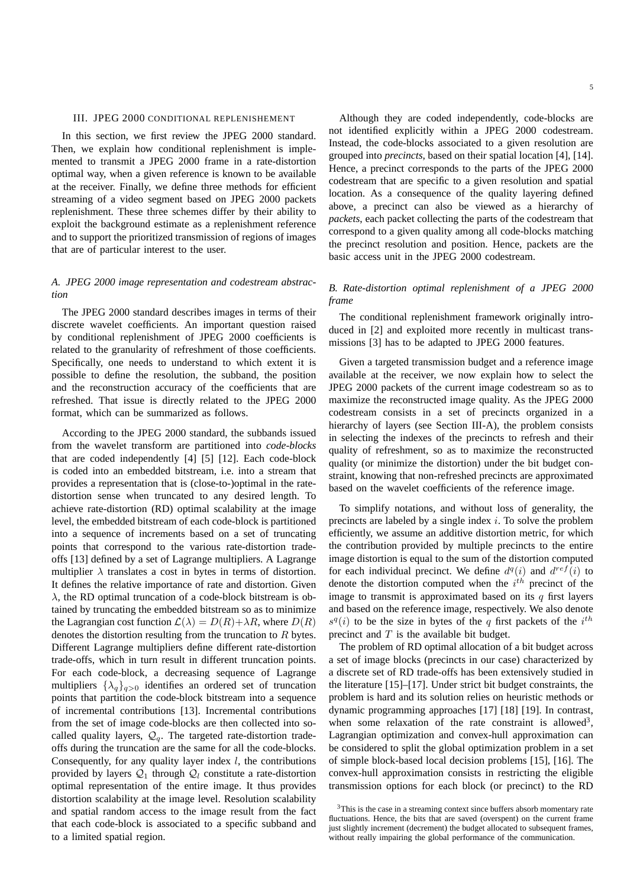## III. JPEG 2000 CONDITIONAL REPLENISHEMENT

In this section, we first review the JPEG 2000 standard. Then, we explain how conditional replenishment is implemented to transmit a JPEG 2000 frame in a rate-distortion optimal way, when a given reference is known to be available at the receiver. Finally, we define three methods for efficient streaming of a video segment based on JPEG 2000 packets replenishment. These three schemes differ by their ability to exploit the background estimate as a replenishment reference and to support the prioritized transmission of regions of images that are of particular interest to the user.

### A. JPEG 2000 image representation and codestream abstraction

The JPEG 2000 standard describes images in terms of their discrete wavelet coefficients. An important question raised by conditional replenishment of JPEG 2000 coefficients is related to the granularity of refreshment of those coefficients. Specifically, one needs to understand to which extent it is possible to define the resolution, the subband, the position and the reconstruction accuracy of the coefficients that are refreshed. That issue is directly related to the JPEG 2000 format, which can be summarized as follows.

According to the JPEG 2000 standard, the subbands issued from the wavelet transform are partitioned into *code-blocks* that are coded independently [4] [5] [12]. Each code-block is coded into an embedded bitstream, i.e. into a stream that provides a representation that is (close-to-)optimal in the rate-distortion sense when truncated to any desired length. To achieve rate-distortion (RD) optimal scalability at the image level, the embedded bitstream of each code-block is partitioned into a sequence of increments based on a set of truncating points that correspond to the various rate-distortion trade-offs [13] defined by a set of Lagrange multipliers. A Lagrange multiplier $\lambda$ translates a cost in bytes in terms of distortion. It defines the relative importance of rate and distortion. Given $\lambda$, the RD optimal truncation of a code-block bitstream is obtained by truncating the embedded bitstream so as to minimize the Lagrangian cost function $\mathcal{L}(\lambda) = D(R)+\lambda R$, where $D(R)$ denotes the distortion resulting from the truncation to $R$ bytes. Different Lagrange multipliers define different rate-distortion trade-offs, which in turn result in different truncation points. For each code-block, a decreasing sequence of Lagrange multipliers $\{\lambda_q\}_{q>0}$ identifies an ordered set of truncation points that partition the code-block bitstream into a sequence of incremental contributions [13]. Incremental contributions from the set of image code-blocks are then collected into so-called quality layers, $\mathcal{Q}_q$. The targeted rate-distortion trade-offs during the truncation are the same for all the code-blocks. Consequently, for any quality layer index $l$, the contributions provided by layers $\mathcal{Q}_1$ through $\mathcal{Q}_l$ constitute a rate-distortion optimal representation of the entire image. It thus provides distortion scalability at the image level. Resolution scalability and spatial random access to the image result from the fact that each code-block is associated to a specific subband and to a limited spatial region.

Although they are coded independently, code-blocks are not identified explicitly within a JPEG 2000 codestream. Instead, the code-blocks associated to a given resolution are grouped into *precincts*, based on their spatial location [4], [14]. Hence, a precinct corresponds to the parts of the JPEG 2000 codestream that are specific to a given resolution and spatial location. As a consequence of the quality layering defined above, a precinct can also be viewed as a hierarchy of *packets*, each packet collecting the parts of the codestream that correspond to a given quality among all code-blocks matching the precinct resolution and position. Hence, packets are the basic access unit in the JPEG 2000 codestream.

### B. Rate-distortion optimal replenishment of a JPEG 2000 frame

The conditional replenishment framework originally introduced in [2] and exploited more recently in multicast transmissions [3] has to be adapted to JPEG 2000 features.

Given a targeted transmission budget and a reference image available at the receiver, we now explain how to select the JPEG 2000 packets of the current image codestream so as to maximize the reconstructed image quality. As the JPEG 2000 codestream consists in a set of precincts organized in a hierarchy of layers (see Section III-A), the problem consists in selecting the indexes of the precincts to refresh and their quality of refreshment, so as to maximize the reconstructed quality (or minimize the distortion) under the bit budget constraint, knowing that non-refreshed precincts are approximated based on the wavelet coefficients of the reference image.

To simplify notations, and without loss of generality, the precincts are labeled by a single index $i$. To solve the problem efficiently, we assume an additive distortion metric, for which the contribution provided by multiple precincts to the entire image distortion is equal to the sum of the distortion computed for each individual precinct. We define $d^q(i)$ and $d^{ref}(i)$ to denote the distortion computed when the $i^{th}$ precinct of the image to transmit is approximated based on its $q$ first layers and based on the reference image, respectively. We also denote $s^q(i)$ to be the size in bytes of the $q$ first packets of the $i^{th}$ precinct and $T$ is the available bit budget.

The problem of RD optimal allocation of a bit budget across a set of image blocks (precincts in our case) characterized by a discrete set of RD trade-offs has been extensively studied in the literature [15]–[17]. Under strict bit budget constraints, the problem is hard and its solution relies on heuristic methods or dynamic programming approaches [17] [18] [19]. In contrast, when some relaxation of the rate constraint is allowed[3], Lagrangian optimization and convex-hull approximation can be considered to split the global optimization problem in a set of simple block-based local decision problems [15], [16]. The convex-hull approximation consists in restricting the eligible transmission options for each block (or precinct) to the RD

[3]This is the case in a streaming context since buffers absorb momentary rate fluctuations. Hence, the bits that are saved (overspent) on the current frame just slightly increment (decrement) the budget allocated to subsequent frames, without really impairing the global performance of the communication.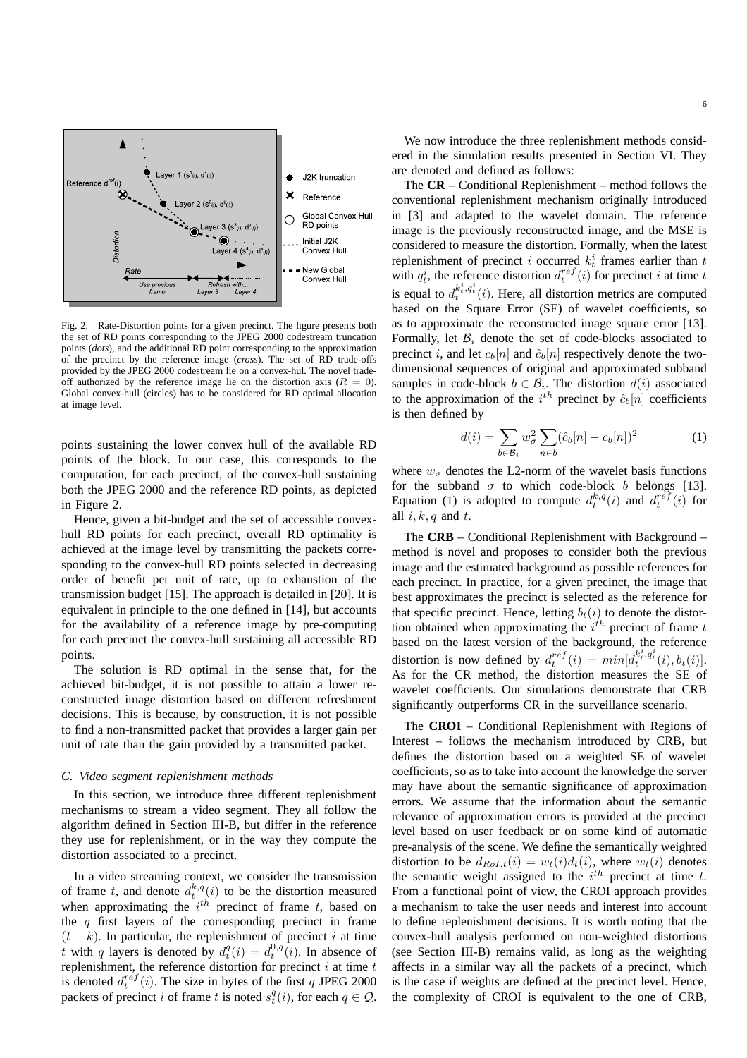Fig. 2. Rate-Distortion points for a given precinct. The figure presents both the set of RD points corresponding to the JPEG 2000 codestream truncation points (*dots*), and the additional RD point corresponding to the approximation of the precinct by the reference image (*cross*). The set of RD trade-offs provided by the JPEG 2000 codestream lie on a convex-hul. The novel trade-off authorized by the reference image lie on the distortion axis ($R = 0$). Global convex-hull (circles) has to be considered for RD optimal allocation at image level.

points sustaining the lower convex hull of the available RD points of the block. In our case, this corresponds to the computation, for each precinct, of the convex-hull sustaining both the JPEG 2000 and the reference RD points, as depicted in Figure 2.

Hence, given a bit-budget and the set of accessible convex-hull RD points for each precinct, overall RD optimality is achieved at the image level by transmitting the packets corresponding to the convex-hull RD points selected in decreasing order of benefit per unit of rate, up to exhaustion of the transmission budget [15]. The approach is detailed in [20]. It is equivalent in principle to the one defined in [14], but accounts for the availability of a reference image by pre-computing for each precinct the convex-hull sustaining all accessible RD points.

The solution is RD optimal in the sense that, for the achieved bit-budget, it is not possible to attain a lower reconstructed image distortion based on different refreshment decisions. This is because, by construction, it is not possible to find a non-transmitted packet that provides a larger gain per unit of rate than the gain provided by a transmitted packet.

### C. Video segment replenishment methods

In this section, we introduce three different replenishment mechanisms to stream a video segment. They all follow the algorithm defined in Section III-B, but differ in the reference they use for replenishment, or in the way they compute the distortion associated to a precinct.

In a video streaming context, we consider the transmission of frame $t$, and denote $d_t^{k,q}(i)$ to be the distortion measured when approximating the $i^{th}$ precinct of frame $t$, based on the $q$ first layers of the corresponding precinct in frame $(t-k)$. In particular, the replenishment of precinct $i$ at time $t$ with $q$ layers is denoted by $d_t^q(i) = d_t^{0,q}(i)$. In absence of replenishment, the reference distortion for precinct $i$ at time $t$ is denoted $d_t^{ref}(i)$. The size in bytes of the first $q$ JPEG 2000 packets of precinct $i$ of frame $t$ is noted $s_t^q(i)$, for each $q \in \mathcal{Q}$.

We now introduce the three replenishment methods considered in the simulation results presented in Section VI. They are denoted and defined as follows:

The **CR** – Conditional Replenishment – method follows the conventional replenishment mechanism originally introduced in [3] and adapted to the wavelet domain. The reference image is the previously reconstructed image, and the MSE is considered to measure the distortion. Formally, when the latest replenishment of precinct $i$ occurred $k_t^i$ frames earlier than $t$ with $q_t^i$, the reference distortion $d_t^{ref}(i)$ for precinct $i$ at time $t$ is equal to $d_t^{k_t^i,q_t^i}(i)$. Here, all distortion metrics are computed based on the Square Error (SE) of wavelet coefficients, so as to approximate the reconstructed image square error [13]. Formally, let $\mathcal{B}_i$ denote the set of code-blocks associated to precinct $i$, and let $c_b[n]$ and $\hat{c}_b[n]$ respectively denote the two-dimensional sequences of original and approximated subband samples in code-block $b \in \mathcal{B}_i$. The distortion $d(i)$ associated to the approximation of the $i^{th}$ precinct by $\hat{c}_b[n]$ coefficients is then defined by

$$d(i) = \sum_{b \in \mathcal{B}_i} w_\sigma^2 \sum_{n \in b} (\hat{c}_b[n] - c_b[n])^2 \tag{1}$$

where $w_\sigma$ denotes the L2-norm of the wavelet basis functions for the subband $\sigma$ to which code-block $b$ belongs [13]. Equation (1) is adopted to compute $d_t^{k,q}(i)$ and $d_t^{ref}(i)$ for all $i, k, q$ and $t$.

The **CRB** – Conditional Replenishment with Background – method is novel and proposes to consider both the previous image and the estimated background as possible references for each precinct. In practice, for a given precinct, the image that best approximates the precinct is selected as the reference for that specific precinct. Hence, letting $b_t(i)$ to denote the distortion obtained when approximating the $i^{th}$ precinct of frame $t$ based on the latest version of the background, the reference distortion is now defined by $d_t^{ref}(i) = min[d_t^{k_t^i,q_t^i}(i), b_t(i)]$. As for the CR method, the distortion measures the SE of wavelet coefficients. Our simulations demonstrate that CRB significantly outperforms CR in the surveillance scenario.

The **CROI** – Conditional Replenishment with Regions of Interest – follows the mechanism introduced by CRB, but defines the distortion based on a weighted SE of wavelet coefficients, so as to take into account the knowledge the server may have about the semantic significance of approximation errors. We assume that the information about the semantic relevance of approximation errors is provided at the precinct level based on user feedback or on some kind of automatic pre-analysis of the scene. We define the semantically weighted distortion to be $d_{RoI,t}(i) = w_t(i) d_t(i)$, where $w_t(i)$ denotes the semantic weight assigned to the $i^{th}$ precinct at time $t$. From a functional point of view, the CROI approach provides a mechanism to take the user needs and interest into account to define replenishment decisions. It is worth noting that the convex-hull analysis performed on non-weighted distortions (see Section III-B) remains valid, as long as the weighting affects in a similar way all the packets of a precinct, which is the case if weights are defined at the precinct level. Hence, the complexity of CROI is equivalent to the one of CRB,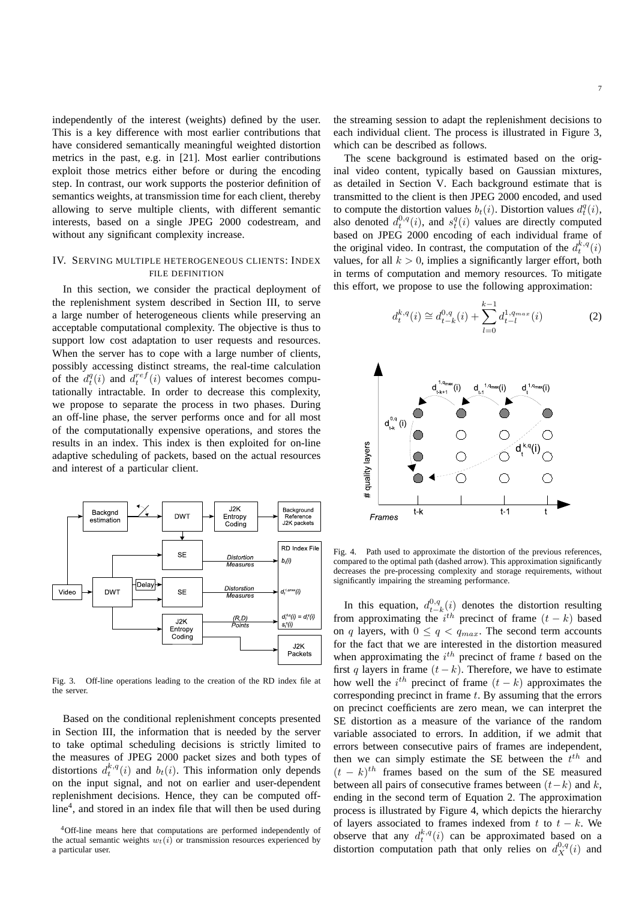independently of the interest (weights) defined by the user. This is a key difference with most earlier contributions that have considered semantically meaningful weighted distortion metrics in the past, e.g. in [21]. Most earlier contributions exploit those metrics either before or during the encoding step. In contrast, our work supports the posterior definition of semantics weights, at transmission time for each client, thereby allowing to serve multiple clients, with different semantic interests, based on a single JPEG 2000 codestream, and without any significant complexity increase.

## IV. Serving multiple heterogeneous clients: Index file definition

In this section, we consider the practical deployment of the replenishment system described in Section III, to serve a large number of heterogeneous clients while preserving an acceptable computational complexity. The objective is thus to support low cost adaptation to user requests and resources. When the server has to cope with a large number of clients, possibly accessing distinct streams, the real-time calculation of the $d_t^q(i)$ and $d_t^{ref}(i)$ values of interest becomes computationally intractable. In order to decrease this complexity, we propose to separate the process in two phases. During an off-line phase, the server performs once and for all most of the computationally expensive operations, and stores the results in an index. This index is then exploited for on-line adaptive scheduling of packets, based on the actual resources and interest of a particular client.

Fig. 3. Off-line operations leading to the creation of the RD index file at the server.

Based on the conditional replenishment concepts presented in Section III, the information that is needed by the server to take optimal scheduling decisions is strictly limited to the measures of JPEG 2000 packet sizes and both types of distortions $d_t^{k,q}(i)$ and $b_t(i)$. This information only depends on the input signal, and not on earlier and user-dependent replenishment decisions. Hence, they can be computed off-line[4], and stored in an index file that will then be used during the streaming session to adapt the replenishment decisions to each individual client. The process is illustrated in Figure 3, which can be described as follows.

The scene background is estimated based on the original video content, typically based on Gaussian mixtures, as detailed in Section V. Each background estimate that is transmitted to the client is then JPEG 2000 encoded, and used to compute the distortion values $b_t(i)$. Distortion values $d_t^q(i)$, also denoted $d_t^{0,q}(i)$, and $s_t^q(i)$ values are directly computed based on JPEG 2000 encoding of each individual frame of the original video. In contrast, the computation of the $d_t^{k,q}(i)$ values, for all $k > 0$, implies a significantly larger effort, both in terms of computation and memory resources. To mitigate this effort, we propose to use the following approximation:

$$d_t^{k,q}(i) \cong d_{t-k}^{0,q}(i) + \sum_{l=0}^{k-1} d_{t-l}^{1,q_{max}}(i) \qquad (2)$$

Fig. 4. Path used to approximate the distortion of the previous references, compared to the optimal path (dashed arrow). This approximation significantly decreases the pre-processing complexity and storage requirements, without significantly impairing the streaming performance.

In this equation, $d_{t-k}^{0,q}(i)$ denotes the distortion resulting from approximating the $i^{th}$ precinct of frame $(t-k)$ based on $q$ layers, with $0 \leq q < q_{max}$. The second term accounts for the fact that we are interested in the distortion measured when approximating the $i^{th}$ precinct of frame $t$ based on the first $q$ layers in frame $(t-k)$. Therefore, we have to estimate how well the $i^{th}$ precinct of frame $(t-k)$ approximates the corresponding precinct in frame $t$. By assuming that the errors on precinct coefficients are zero mean, we can interpret the SE distortion as a measure of the variance of the random variable associated to errors. In addition, if we admit that errors between consecutive pairs of frames are independent, then we can simply estimate the SE between the $t^{th}$ and $(t-k)^{th}$ frames based on the sum of the SE measured between all pairs of consecutive frames between $(t-k)$ and $k$, ending in the second term of Equation 2. The approximation process is illustrated by Figure 4, which depicts the hierarchy of layers associated to frames indexed from $t$ to $t-k$. We observe that any $d_t^{k,q}(i)$ can be approximated based on a distortion computation path that only relies on $d_X^{0,q}(i)$ and

[4] Off-line means here that computations are performed independently of the actual semantic weights $w_t(i)$ or transmission resources experienced by a particular user.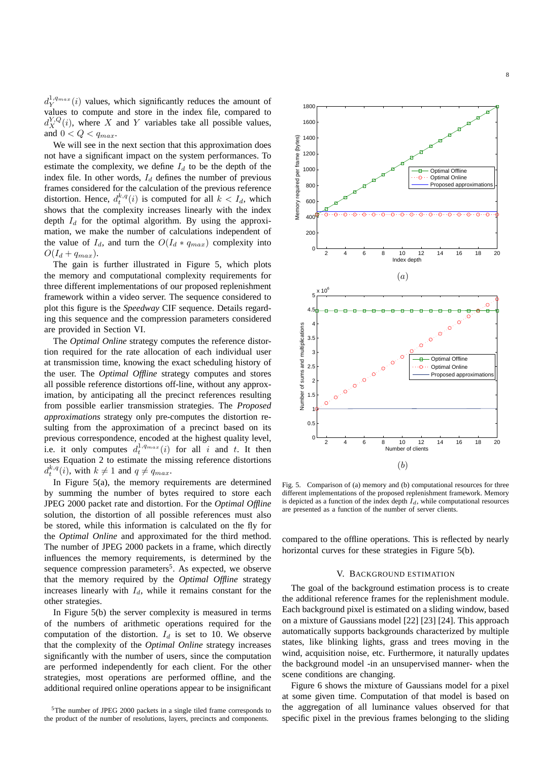$d_Y^{1,q_{max}}(i)$ values, which significantly reduces the amount of values to compute and store in the index file, compared to $d_X^{Y,Q}(i)$, where $X$ and $Y$ variables take all possible values, and $0 < Q < q_{max}$.

We will see in the next section that this approximation does not have a significant impact on the system performances. To estimate the complexity, we define $I_d$ to be the depth of the index file. In other words, $I_d$ defines the number of previous frames considered for the calculation of the previous reference distortion. Hence, $d_t^{k,q}(i)$ is computed for all $k < I_d$, which shows that the complexity increases linearly with the index depth $I_d$ for the optimal algorithm. By using the approximation, we make the number of calculations independent of the value of $I_d$, and turn the $O(I_d * q_{max})$ complexity into $O(I_d + q_{max})$.

The gain is further illustrated in Figure 5, which plots the memory and computational complexity requirements for three different implementations of our proposed replenishment framework within a video server. The sequence considered to plot this figure is the *Speedway* CIF sequence. Details regarding this sequence and the compression parameters considered are provided in Section VI.

The *Optimal Online* strategy computes the reference distortion required for the rate allocation of each individual user at transmission time, knowing the exact scheduling history of the user. The *Optimal Offline* strategy computes and stores all possible reference distortions off-line, without any approximation, by anticipating all the precinct references resulting from possible earlier transmission strategies. The *Proposed approximations* strategy only pre-computes the distortion resulting from the approximation of a precinct based on its previous correspondence, encoded at the highest quality level, i.e. it only computes $d_t^{1,q_{max}}(i)$ for all $i$ and $t$. It then uses Equation 2 to estimate the missing reference distortions $d_t^{k,q}(i)$, with $k \neq 1$ and $q \neq q_{max}$.

In Figure 5(a), the memory requirements are determined by summing the number of bytes required to store each JPEG 2000 packet rate and distortion. For the *Optimal Offline* solution, the distortion of all possible references must also be stored, while this information is calculated on the fly for the *Optimal Online* and approximated for the third method. The number of JPEG 2000 packets in a frame, which directly influences the memory requirements, is determined by the sequence compression parameters[5]. As expected, we observe that the memory required by the *Optimal Offline* strategy increases linearly with $I_d$, while it remains constant for the other strategies.

In Figure 5(b) the server complexity is measured in terms of the numbers of arithmetic operations required for the computation of the distortion. $I_d$ is set to 10. We observe that the complexity of the *Optimal Online* strategy increases significantly with the number of users, since the computation are performed independently for each client. For the other strategies, most operations are performed offline, and the additional required online operations appear to be insignificant compared to the offline operations. This is reflected by nearly horizontal curves for these strategies in Figure 5(b).

[5]The number of JPEG 2000 packets in a single tiled frame corresponds to the product of the number of resolutions, layers, precincts and components.

Fig. 5. Comparison of (a) memory and (b) computational resources for three different implementations of the proposed replenishment framework. Memory is depicted as a function of the index depth $I_d$, while computational resources are presented as a function of the number of server clients.

## V. Background Estimation

The goal of the background estimation process is to create the additional reference frames for the replenishment module. Each background pixel is estimated on a sliding window, based on a mixture of Gaussians model [22] [23] [24]. This approach automatically supports backgrounds characterized by multiple states, like blinking lights, grass and trees moving in the wind, acquisition noise, etc. Furthermore, it naturally updates the background model -in an unsupervised manner- when the scene conditions are changing.

Figure 6 shows the mixture of Gaussians model for a pixel at some given time. Computation of that model is based on the aggregation of all luminance values observed for that specific pixel in the previous frames belonging to the sliding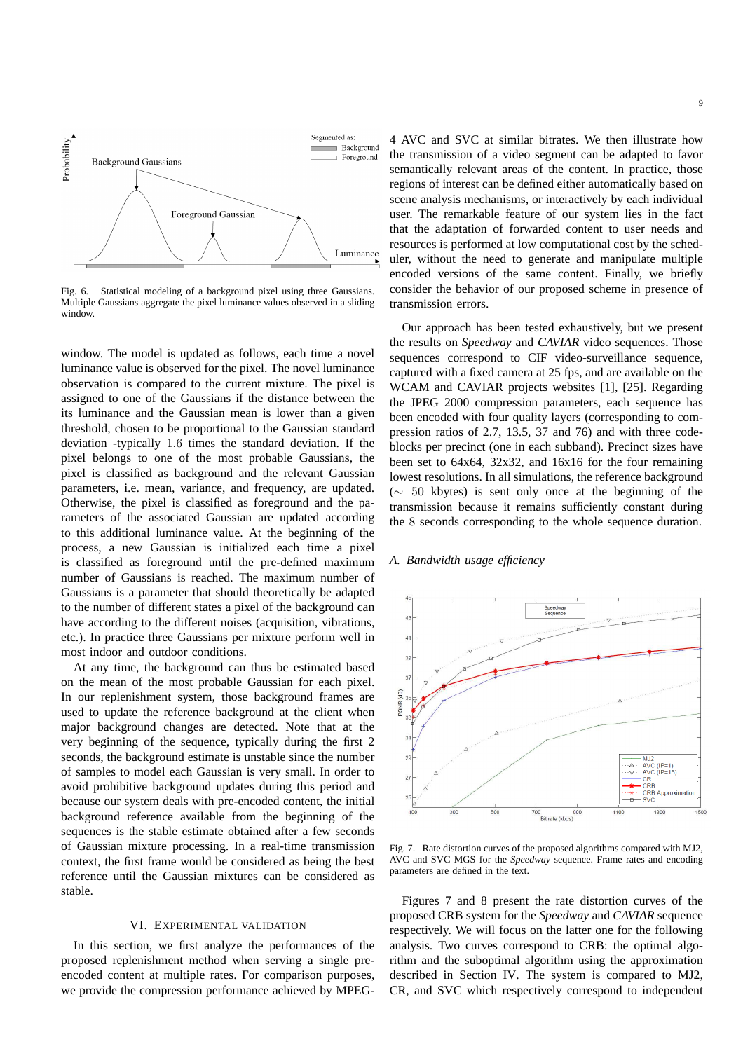Fig. 6. Statistical modeling of a background pixel using three Gaussians. Multiple Gaussians aggregate the pixel luminance values observed in a sliding window.

window. The model is updated as follows, each time a novel luminance value is observed for the pixel. The novel luminance observation is compared to the current mixture. The pixel is assigned to one of the Gaussians if the distance between the its luminance and the Gaussian mean is lower than a given threshold, chosen to be proportional to the Gaussian standard deviation -typically $1.6$ times the standard deviation. If the pixel belongs to one of the most probable Gaussians, the pixel is classified as background and the relevant Gaussian parameters, i.e. mean, variance, and frequency, are updated. Otherwise, the pixel is classified as foreground and the parameters of the associated Gaussian are updated according to this additional luminance value. At the beginning of the process, a new Gaussian is initialized each time a pixel is classified as foreground until the pre-defined maximum number of Gaussians is reached. The maximum number of Gaussians is a parameter that should theoretically be adapted to the number of different states a pixel of the background can have according to the different noises (acquisition, vibrations, etc.). In practice three Gaussians per mixture perform well in most indoor and outdoor conditions.

At any time, the background can thus be estimated based on the mean of the most probable Gaussian for each pixel. In our replenishment system, those background frames are used to update the reference background at the client when major background changes are detected. Note that at the very beginning of the sequence, typically during the first 2 seconds, the background estimate is unstable since the number of samples to model each Gaussian is very small. In order to avoid prohibitive background updates during this period and because our system deals with pre-encoded content, the initial background reference available from the beginning of the sequences is the stable estimate obtained after a few seconds of Gaussian mixture processing. In a real-time transmission context, the first frame would be considered as being the best reference until the Gaussian mixtures can be considered as stable.

## VI. Experimental Validation

In this section, we first analyze the performances of the proposed replenishment method when serving a single pre-encoded content at multiple rates. For comparison purposes, we provide the compression performance achieved by MPEG-4 AVC and SVC at similar bitrates. We then illustrate how the transmission of a video segment can be adapted to favor semantically relevant areas of the content. In practice, those regions of interest can be defined either automatically based on scene analysis mechanisms, or interactively by each individual user. The remarkable feature of our system lies in the fact that the adaptation of forwarded content to user needs and resources is performed at low computational cost by the scheduler, without the need to generate and manipulate multiple encoded versions of the same content. Finally, we briefly consider the behavior of our proposed scheme in presence of transmission errors.

Our approach has been tested exhaustively, but we present the results on *Speedway* and *CAVIAR* video sequences. Those sequences correspond to CIF video-surveillance sequence, captured with a fixed camera at 25 fps, and are available on the WCAM and CAVIAR projects websites [1], [25]. Regarding the JPEG 2000 compression parameters, each sequence has been encoded with four quality layers (corresponding to compression ratios of 2.7, 13.5, 37 and 76) and with three code-blocks per precinct (one in each subband). Precinct sizes have been set to 64x64, 32x32, and 16x16 for the four remaining lowest resolutions. In all simulations, the reference background ($\sim$ $50$ kbytes) is sent only once at the beginning of the transmission because it remains sufficiently constant during the $8$ seconds corresponding to the whole sequence duration.

### A. Bandwidth usage efficiency

Fig. 7. Rate distortion curves of the proposed algorithms compared with MJ2, AVC and SVC MGS for the *Speedway* sequence. Frame rates and encoding parameters are defined in the text.

Figures 7 and 8 present the rate distortion curves of the proposed CRB system for the *Speedway* and *CAVIAR* sequence respectively. We will focus on the latter one for the following analysis. Two curves correspond to CRB: the optimal algorithm and the suboptimal algorithm using the approximation described in Section IV. The system is compared to MJ2, CR, and SVC which respectively correspond to independent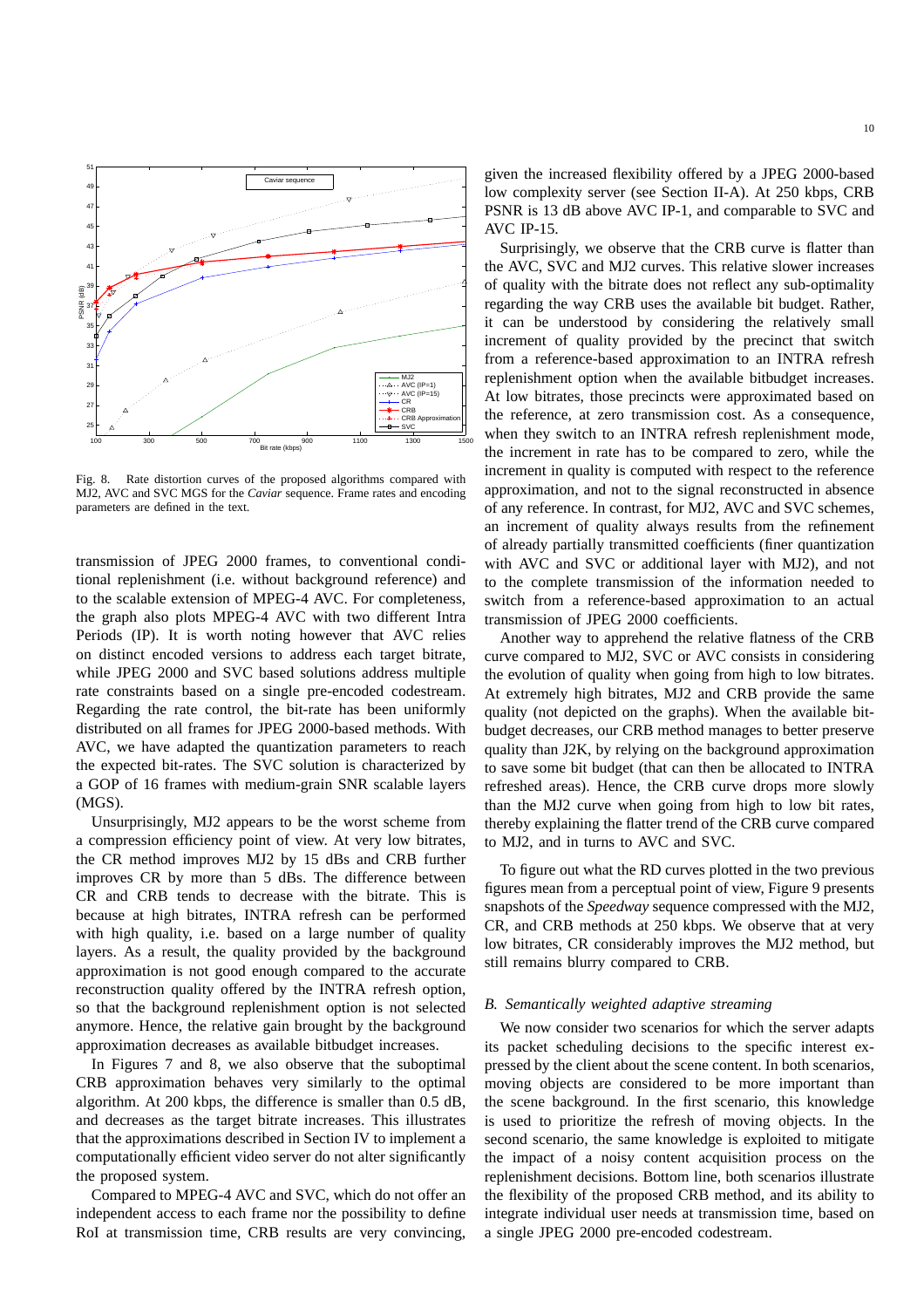Fig. 8. Rate distortion curves of the proposed algorithms compared with MJ2, AVC and SVC MGS for the *Caviar* sequence. Frame rates and encoding parameters are defined in the text.

transmission of JPEG 2000 frames, to conventional conditional replenishment (i.e. without background reference) and to the scalable extension of MPEG-4 AVC. For completeness, the graph also plots MPEG-4 AVC with two different Intra Periods (IP). It is worth noting however that AVC relies on distinct encoded versions to address each target bitrate, while JPEG 2000 and SVC based solutions address multiple rate constraints based on a single pre-encoded codestream. Regarding the rate control, the bit-rate has been uniformly distributed on all frames for JPEG 2000-based methods. With AVC, we have adapted the quantization parameters to reach the expected bit-rates. The SVC solution is characterized by a GOP of 16 frames with medium-grain SNR scalable layers (MGS).

Unsurprisingly, MJ2 appears to be the worst scheme from a compression efficiency point of view. At very low bitrates, the CR method improves MJ2 by 15 dBs and CRB further improves CR by more than 5 dBs. The difference between CR and CRB tends to decrease with the bitrate. This is because at high bitrates, INTRA refresh can be performed with high quality, i.e. based on a large number of quality layers. As a result, the quality provided by the background approximation is not good enough compared to the accurate reconstruction quality offered by the INTRA refresh option, so that the background replenishment option is not selected anymore. Hence, the relative gain brought by the background approximation decreases as available bitbudget increases.

In Figures 7 and 8, we also observe that the suboptimal CRB approximation behaves very similarly to the optimal algorithm. At 200 kbps, the difference is smaller than 0.5 dB, and decreases as the target bitrate increases. This illustrates that the approximations described in Section IV to implement a computationally efficient video server do not alter significantly the proposed system.

Compared to MPEG-4 AVC and SVC, which do not offer an independent access to each frame nor the possibility to define RoI at transmission time, CRB results are very convincing, given the increased flexibility offered by a JPEG 2000-based low complexity server (see Section II-A). At 250 kbps, CRB PSNR is 13 dB above AVC IP-1, and comparable to SVC and AVC IP-15.

Surprisingly, we observe that the CRB curve is flatter than the AVC, SVC and MJ2 curves. This relative slower increases of quality with the bitrate does not reflect any sub-optimality regarding the way CRB uses the available bit budget. Rather, it can be understood by considering the relatively small increment of quality provided by the precinct that switch from a reference-based approximation to an INTRA refresh replenishment option when the available bitbudget increases. At low bitrates, those precincts were approximated based on the reference, at zero transmission cost. As a consequence, when they switch to an INTRA refresh replenishment mode, the increment in rate has to be compared to zero, while the increment in quality is computed with respect to the reference approximation, and not to the signal reconstructed in absence of any reference. In contrast, for MJ2, AVC and SVC schemes, an increment of quality always results from the refinement of already partially transmitted coefficients (finer quantization with AVC and SVC or additional layer with MJ2), and not to the complete transmission of the information needed to switch from a reference-based approximation to an actual transmission of JPEG 2000 coefficients.

Another way to apprehend the relative flatness of the CRB curve compared to MJ2, SVC or AVC consists in considering the evolution of quality when going from high to low bitrates. At extremely high bitrates, MJ2 and CRB provide the same quality (not depicted on the graphs). When the available bitbudget decreases, our CRB method manages to better preserve quality than J2K, by relying on the background approximation to save some bit budget (that can then be allocated to INTRA refreshed areas). Hence, the CRB curve drops more slowly than the MJ2 curve when going from high to low bit rates, thereby explaining the flatter trend of the CRB curve compared to MJ2, and in turns to AVC and SVC.

To figure out what the RD curves plotted in the two previous figures mean from a perceptual point of view, Figure 9 presents snapshots of the *Speedway* sequence compressed with the MJ2, CR, and CRB methods at 250 kbps. We observe that at very low bitrates, CR considerably improves the MJ2 method, but still remains blurry compared to CRB.

### *B. Semantically weighted adaptive streaming*

We now consider two scenarios for which the server adapts its packet scheduling decisions to the specific interest expressed by the client about the scene content. In both scenarios, moving objects are considered to be more important than the scene background. In the first scenario, this knowledge is used to prioritize the refresh of moving objects. In the second scenario, the same knowledge is exploited to mitigate the impact of a noisy content acquisition process on the replenishment decisions. Bottom line, both scenarios illustrate the flexibility of the proposed CRB method, and its ability to integrate individual user needs at transmission time, based on a single JPEG 2000 pre-encoded codestream.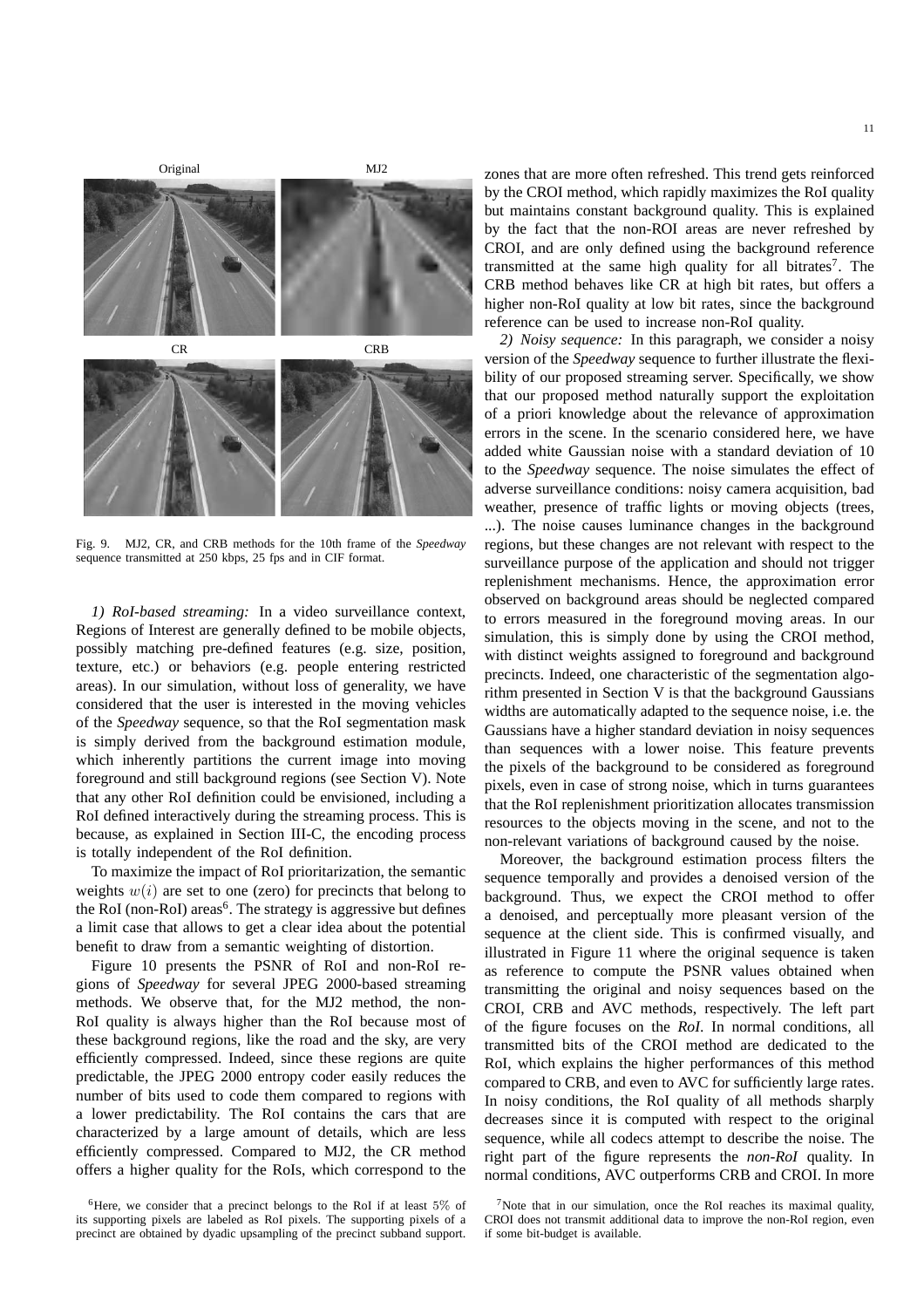Fig. 9. MJ2, CR, and CRB methods for the 10th frame of the *Speedway* sequence transmitted at 250 kbps, 25 fps and in CIF format.

*1) RoI-based streaming:* In a video surveillance context, Regions of Interest are generally defined to be mobile objects, possibly matching pre-defined features (e.g. size, position, texture, etc.) or behaviors (e.g. people entering restricted areas). In our simulation, without loss of generality, we have considered that the user is interested in the moving vehicles of the *Speedway* sequence, so that the RoI segmentation mask is simply derived from the background estimation module, which inherently partitions the current image into moving foreground and still background regions (see Section V). Note that any other RoI definition could be envisioned, including a RoI defined interactively during the streaming process. This is because, as explained in Section III-C, the encoding process is totally independent of the RoI definition.

To maximize the impact of RoI prioritarization, the semantic weights $w(i)$ are set to one (zero) for precincts that belong to the RoI (non-RoI) areas[6]. The strategy is aggressive but defines a limit case that allows to get a clear idea about the potential benefit to draw from a semantic weighting of distortion.

Figure 10 presents the PSNR of RoI and non-RoI regions of *Speedway* for several JPEG 2000-based streaming methods. We observe that, for the MJ2 method, the non-RoI quality is always higher than the RoI because most of these background regions, like the road and the sky, are very efficiently compressed. Indeed, since these regions are quite predictable, the JPEG 2000 entropy coder easily reduces the number of bits used to code them compared to regions with a lower predictability. The RoI contains the cars that are characterized by a large amount of details, which are less efficiently compressed. Compared to MJ2, the CR method offers a higher quality for the RoIs, which correspond to the zones that are more often refreshed. This trend gets reinforced by the CROI method, which rapidly maximizes the RoI quality but maintains constant background quality. This is explained by the fact that the non-ROI areas are never refreshed by CROI, and are only defined using the background reference transmitted at the same high quality for all bitrates[7]. The CRB method behaves like CR at high bit rates, but offers a higher non-RoI quality at low bit rates, since the background reference can be used to increase non-RoI quality.

*2) Noisy sequence:* In this paragraph, we consider a noisy version of the *Speedway* sequence to further illustrate the flexibility of our proposed streaming server. Specifically, we show that our proposed method naturally support the exploitation of a priori knowledge about the relevance of approximation errors in the scene. In the scenario considered here, we have added white Gaussian noise with a standard deviation of 10 to the *Speedway* sequence. The noise simulates the effect of adverse surveillance conditions: noisy camera acquisition, bad weather, presence of traffic lights or moving objects (trees, ...). The noise causes luminance changes in the background regions, but these changes are not relevant with respect to the surveillance purpose of the application and should not trigger replenishment mechanisms. Hence, the approximation error observed on background areas should be neglected compared to errors measured in the foreground moving areas. In our simulation, this is simply done by using the CROI method, with distinct weights assigned to foreground and background precincts. Indeed, one characteristic of the segmentation algorithm presented in Section V is that the background Gaussians widths are automatically adapted to the sequence noise, i.e. the Gaussians have a higher standard deviation in noisy sequences than sequences with a lower noise. This feature prevents the pixels of the background to be considered as foreground pixels, even in case of strong noise, which in turns guarantees that the RoI replenishment prioritization allocates transmission resources to the objects moving in the scene, and not to the non-relevant variations of background caused by the noise.

Moreover, the background estimation process filters the sequence temporally and provides a denoised version of the background. Thus, we expect the CROI method to offer a denoised, and perceptually more pleasant version of the sequence at the client side. This is confirmed visually, and illustrated in Figure 11 where the original sequence is taken as reference to compute the PSNR values obtained when transmitting the original and noisy sequences based on the CROI, CRB and AVC methods, respectively. The left part of the figure focuses on the *RoI*. In normal conditions, all transmitted bits of the CROI method are dedicated to the RoI, which explains the higher performances of this method compared to CRB, and even to AVC for sufficiently large rates. In noisy conditions, the RoI quality of all methods sharply decreases since it is computed with respect to the original sequence, while all codecs attempt to describe the noise. The right part of the figure represents the *non-RoI* quality. In normal conditions, AVC outperforms CRB and CROI. In more

[6]Here, we consider that a precinct belongs to the RoI if at least 5% of its supporting pixels are labeled as RoI pixels. The supporting pixels of a precinct are obtained by dyadic upsampling of the precinct subband support.

[7]Note that in our simulation, once the RoI reaches its maximal quality, CROI does not transmit additional data to improve the non-RoI region, even if some bit-budget is available.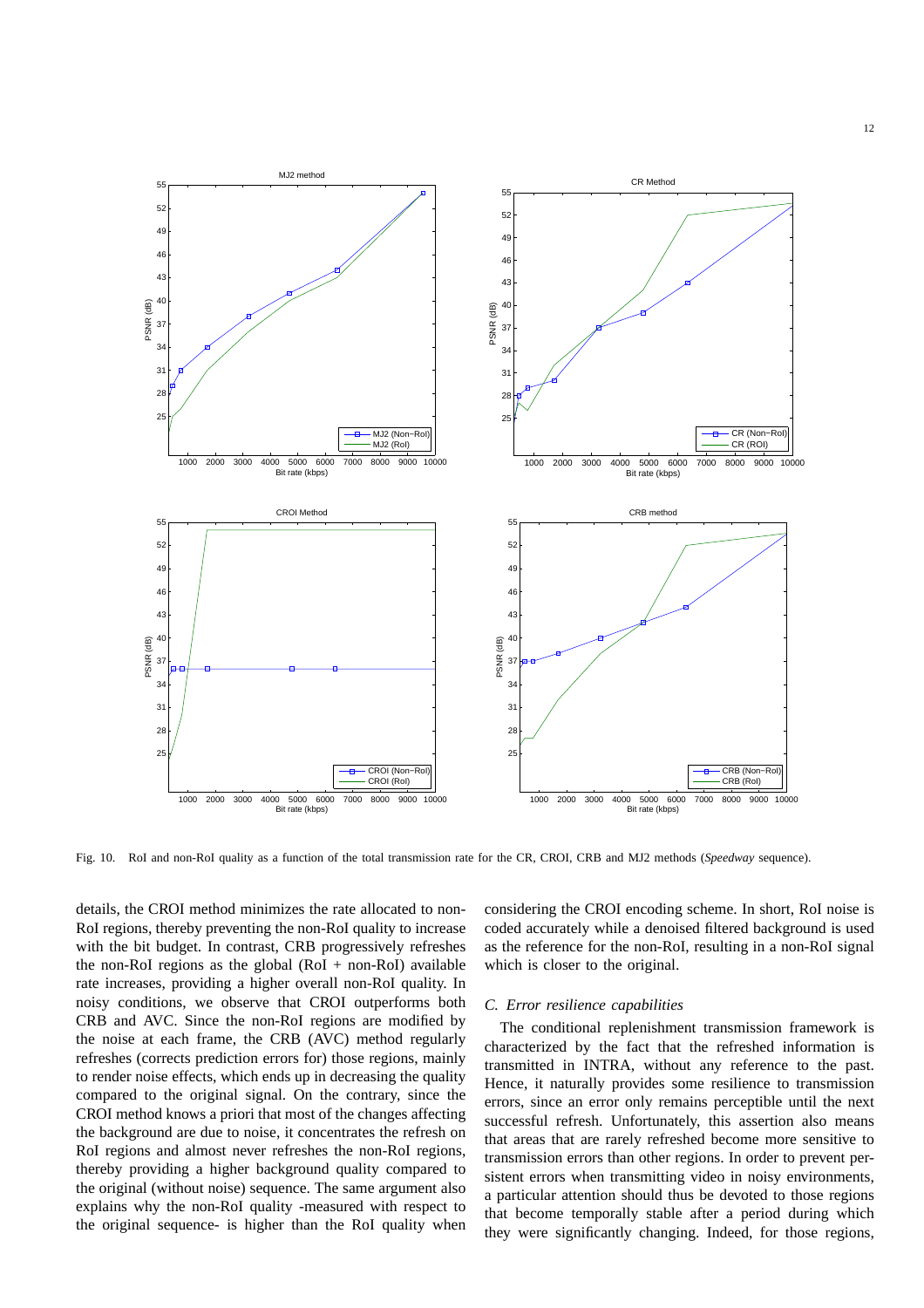Fig. 10. RoI and non-RoI quality as a function of the total transmission rate for the CR, CROI, CRB and MJ2 methods (*Speedway* sequence).

details, the CROI method minimizes the rate allocated to non-RoI regions, thereby preventing the non-RoI quality to increase with the bit budget. In contrast, CRB progressively refreshes the non-RoI regions as the global (RoI + non-RoI) available rate increases, providing a higher overall non-RoI quality. In noisy conditions, we observe that CROI outperforms both CRB and AVC. Since the non-RoI regions are modified by the noise at each frame, the CRB (AVC) method regularly refreshes (corrects prediction errors for) those regions, mainly to render noise effects, which ends up in decreasing the quality compared to the original signal. On the contrary, since the CROI method knows a priori that most of the changes affecting the background are due to noise, it concentrates the refresh on RoI regions and almost never refreshes the non-RoI regions, thereby providing a higher background quality compared to the original (without noise) sequence. The same argument also explains why the non-RoI quality -measured with respect to the original sequence- is higher than the RoI quality when considering the CROI encoding scheme. In short, RoI noise is coded accurately while a denoised filtered background is used as the reference for the non-RoI, resulting in a non-RoI signal which is closer to the original.

### *C. Error resilience capabilities*

The conditional replenishment transmission framework is characterized by the fact that the refreshed information is transmitted in INTRA, without any reference to the past. Hence, it naturally provides some resilience to transmission errors, since an error only remains perceptible until the next successful refresh. Unfortunately, this assertion also means that areas that are rarely refreshed become more sensitive to transmission errors than other regions. In order to prevent persistent errors when transmitting video in noisy environments, a particular attention should thus be devoted to those regions that become temporally stable after a period during which they were significantly changing. Indeed, for those regions,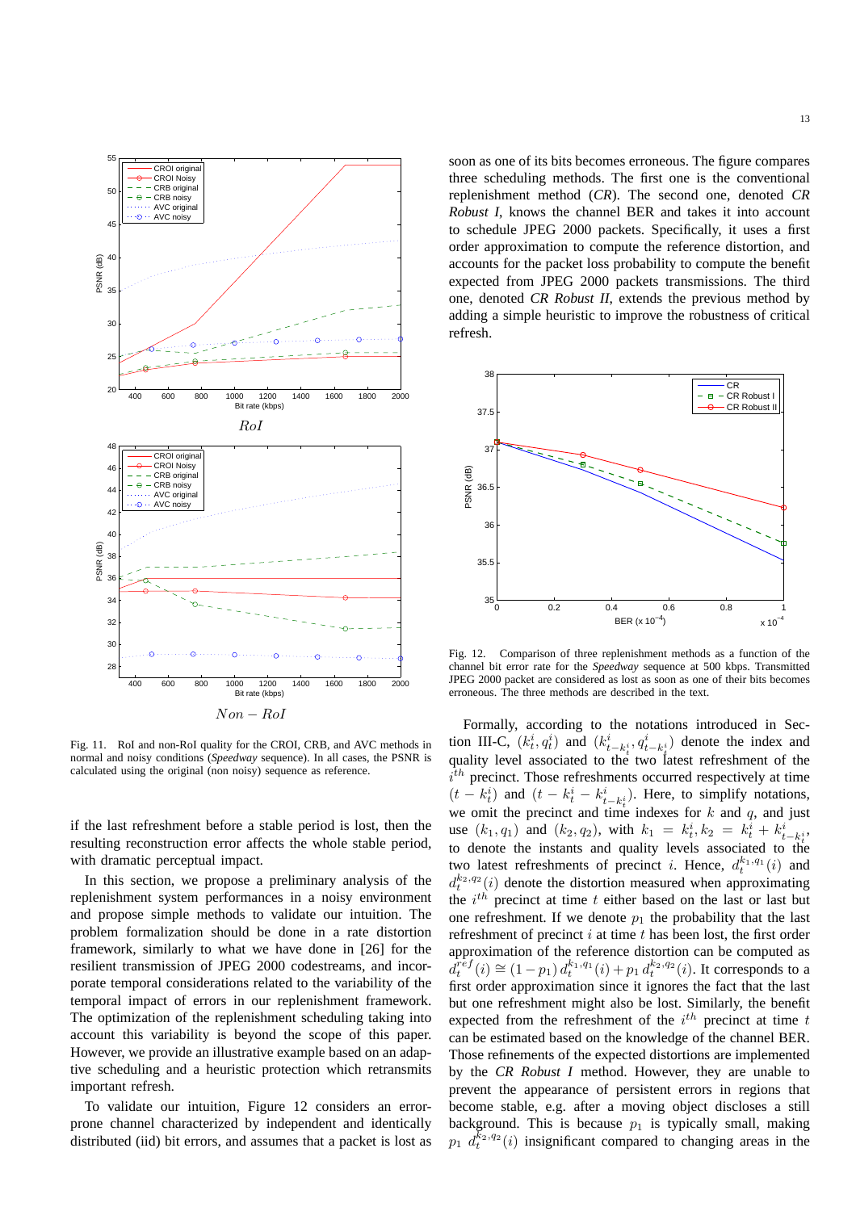Fig. 11. RoI and non-RoI quality for the CROI, CRB, and AVC methods in normal and noisy conditions (*Speedway* sequence). In all cases, the PSNR is calculated using the original (non noisy) sequence as reference.

if the last refreshment before a stable period is lost, then the resulting reconstruction error affects the whole stable period, with dramatic perceptual impact.

In this section, we propose a preliminary analysis of the replenishment system performances in a noisy environment and propose simple methods to validate our intuition. The problem formalization should be done in a rate distortion framework, similarly to what we have done in [26] for the resilient transmission of JPEG 2000 codestreams, and incorporate temporal considerations related to the variability of the temporal impact of errors in our replenishment framework. The optimization of the replenishment scheduling taking into account this variability is beyond the scope of this paper. However, we provide an illustrative example based on an adaptive scheduling and a heuristic protection which retransmits important refresh.

To validate our intuition, Figure 12 considers an error-prone channel characterized by independent and identically distributed (iid) bit errors, and assumes that a packet is lost as soon as one of its bits becomes erroneous. The figure compares three scheduling methods. The first one is the conventional replenishment method (*CR*). The second one, denoted *CR Robust I*, knows the channel BER and takes it into account to schedule JPEG 2000 packets. Specifically, it uses a first order approximation to compute the reference distortion, and accounts for the packet loss probability to compute the benefit expected from JPEG 2000 packets transmissions. The third one, denoted *CR Robust II*, extends the previous method by adding a simple heuristic to improve the robustness of critical refresh.

Fig. 12. Comparison of three replenishment methods as a function of the channel bit error rate for the *Speedway* sequence at 500 kbps. Transmitted JPEG 2000 packet are considered as lost as soon as one of their bits becomes erroneous. The three methods are described in the text.

Formally, according to the notations introduced in Section III-C, $(k_t^i, q_t^i)$ and $(k_{t-k_t^i}^i, q_{t-k_t^i}^i)$ denote the index and quality level associated to the two latest refreshment of the $i^{th}$ precinct. Those refreshments occurred respectively at time $(t - k_t^i)$ and $(t - k_t^i - k_{t-k_t^i}^i)$. Here, to simplify notations, we omit the precinct and time indexes for $k$ and $q$, and just use $(k_1, q_1)$ and $(k_2, q_2)$, with $k_1 = k_t^i, k_2 = k_t^i + k_{t-k_t^i}^i$, to denote the instants and quality levels associated to the two latest refreshments of precinct $i$. Hence, $d_t^{k_1,q_1}(i)$ and $d_t^{k_2,q_2}(i)$ denote the distortion measured when approximating the $i^{th}$ precinct at time $t$ either based on the last or last but one refreshment. If we denote $p_1$ the probability that the last refreshment of precinct $i$ at time $t$ has been lost, the first order approximation of the reference distortion can be computed as $d_t^{ref}(i) \cong (1 - p_1)\, d_t^{k_1,q_1}(i) + p_1\, d_t^{k_2,q_2}(i)$. It corresponds to a first order approximation since it ignores the fact that the last but one refreshment might also be lost. Similarly, the benefit expected from the refreshment of the $i^{th}$ precinct at time $t$ can be estimated based on the knowledge of the channel BER. Those refinements of the expected distortions are implemented by the *CR Robust I* method. However, they are unable to prevent the appearance of persistent errors in regions that become stable, e.g. after a moving object discloses a still background. This is because $p_1$ is typically small, making $p_1\ d_t^{k_2,q_2}(i)$ insignificant compared to changing areas in the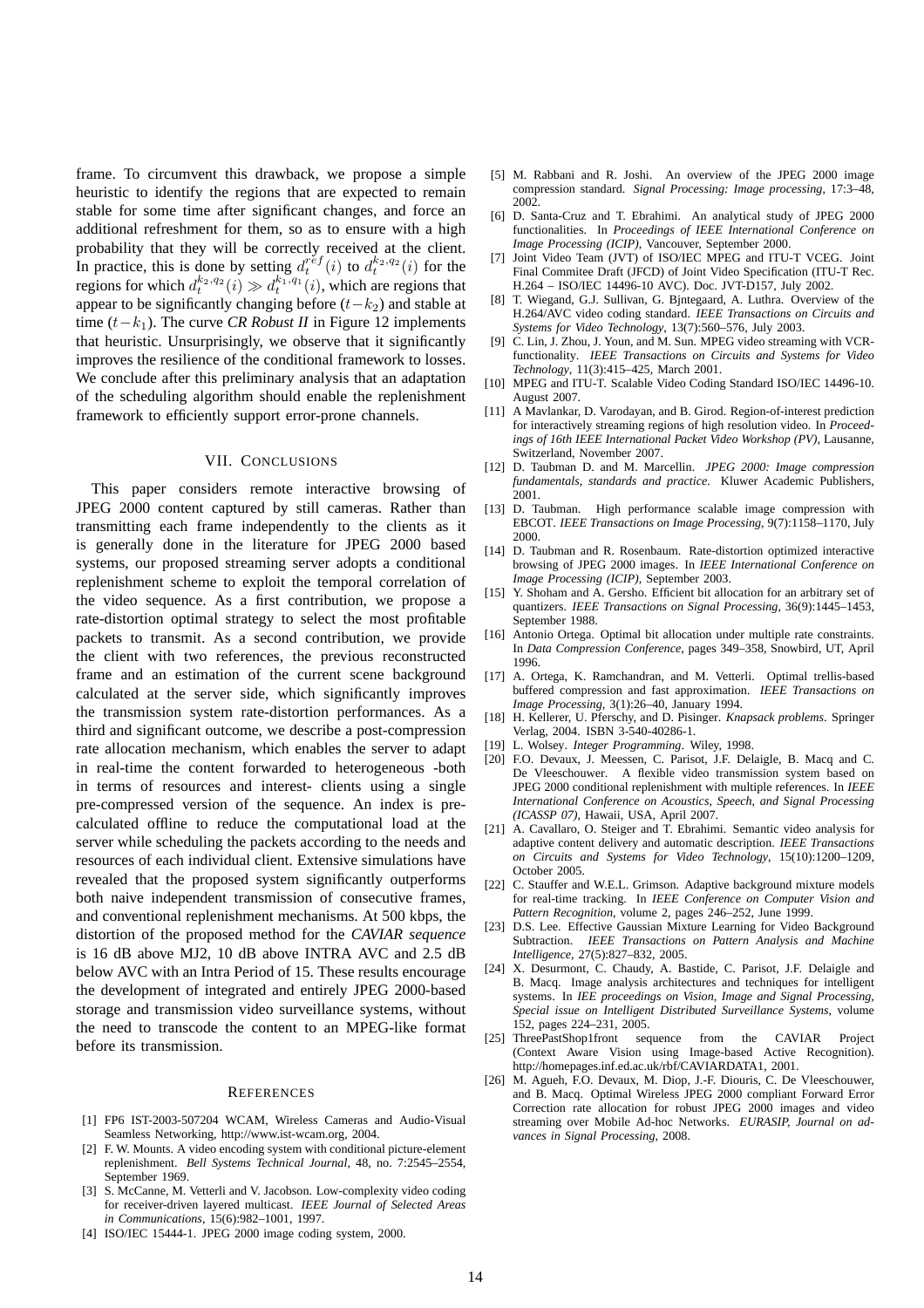frame. To circumvent this drawback, we propose a simple heuristic to identify the regions that are expected to remain stable for some time after significant changes, and force an additional refreshment for them, so as to ensure with a high probability that they will be correctly received at the client. In practice, this is done by setting $d_t^{ref}(i)$ to $d_t^{k_2,q_2}(i)$ for the regions for which $d_t^{k_2,q_2}(i) \gg d_t^{k_1,q_1}(i)$, which are regions that appear to be significantly changing before $(t-k_2)$ and stable at time $(t-k_1)$. The curve *CR Robust II* in Figure 12 implements that heuristic. Unsurprisingly, we observe that it significantly improves the resilience of the conditional framework to losses. We conclude after this preliminary analysis that an adaptation of the scheduling algorithm should enable the replenishment framework to efficiently support error-prone channels.

## VII. Conclusions

This paper considers remote interactive browsing of JPEG 2000 content captured by still cameras. Rather than transmitting each frame independently to the clients as it is generally done in the literature for JPEG 2000 based systems, our proposed streaming server adopts a conditional replenishment scheme to exploit the temporal correlation of the video sequence. As a first contribution, we propose a rate-distortion optimal strategy to select the most profitable packets to transmit. As a second contribution, we provide the client with two references, the previous reconstructed frame and an estimation of the current scene background calculated at the server side, which significantly improves the transmission system rate-distortion performances. As a third and significant outcome, we describe a post-compression rate allocation mechanism, which enables the server to adapt in real-time the content forwarded to heterogeneous -both in terms of resources and interest- clients using a single pre-compressed version of the sequence. An index is pre-calculated offline to reduce the computational load at the server while scheduling the packets according to the needs and resources of each individual client. Extensive simulations have revealed that the proposed system significantly outperforms both naive independent transmission of consecutive frames, and conventional replenishment mechanisms. At 500 kbps, the distortion of the proposed method for the *CAVIAR sequence* is 16 dB above MJ2, 10 dB above INTRA AVC and 2.5 dB below AVC with an Intra Period of 15. These results encourage the development of integrated and entirely JPEG 2000-based storage and transmission video surveillance systems, without the need to transcode the content to an MPEG-like format before its transmission.

## References

[1] FP6 IST-2003-507204 WCAM, Wireless Cameras and Audio-Visual Seamless Networking, http://www.ist-wcam.org, 2004.

[2] F. W. Mounts. A video encoding system with conditional picture-element replenishment. *Bell Systems Technical Journal*, 48, no. 7:2545–2554, September 1969.

[3] S. McCanne, M. Vetterli and V. Jacobson. Low-complexity video coding for receiver-driven layered multicast. *IEEE Journal of Selected Areas in Communications*, 15(6):982–1001, 1997.

[4] ISO/IEC 15444-1. JPEG 2000 image coding system, 2000.

[5] M. Rabbani and R. Joshi. An overview of the JPEG 2000 image compression standard. *Signal Processing: Image processing*, 17:3–48, 2002.

[6] D. Santa-Cruz and T. Ebrahimi. An analytical study of JPEG 2000 functionalities. In *Proceedings of IEEE International Conference on Image Processing (ICIP)*, Vancouver, September 2000.

[7] Joint Video Team (JVT) of ISO/IEC MPEG and ITU-T VCEG. Joint Final Commitee Draft (JFCD) of Joint Video Specification (ITU-T Rec. H.264 – ISO/IEC 14496-10 AVC). Doc. JVT-D157, July 2002.

[8] T. Wiegand, G.J. Sullivan, G. Bjntegaard, A. Luthra. Overview of the H.264/AVC video coding standard. *IEEE Transactions on Circuits and Systems for Video Technology*, 13(7):560–576, July 2003.

[9] C. Lin, J. Zhou, J. Youn, and M. Sun. MPEG video streaming with VCR-functionality. *IEEE Transactions on Circuits and Systems for Video Technology*, 11(3):415–425, March 2001.

[10] MPEG and ITU-T. Scalable Video Coding Standard ISO/IEC 14496-10. August 2007.

[11] A Mavlankar, D. Varodayan, and B. Girod. Region-of-interest prediction for interactively streaming regions of high resolution video. In *Proceedings of 16th IEEE International Packet Video Workshop (PV)*, Lausanne, Switzerland, November 2007.

[12] D. Taubman D. and M. Marcellin. *JPEG 2000: Image compression fundamentals, standards and practice*. Kluwer Academic Publishers, 2001.

[13] D. Taubman. High performance scalable image compression with EBCOT. *IEEE Transactions on Image Processing*, 9(7):1158–1170, July 2000.

[14] D. Taubman and R. Rosenbaum. Rate-distortion optimized interactive browsing of JPEG 2000 images. In *IEEE International Conference on Image Processing (ICIP)*, September 2003.

[15] Y. Shoham and A. Gersho. Efficient bit allocation for an arbitrary set of quantizers. *IEEE Transactions on Signal Processing*, 36(9):1445–1453, September 1988.

[16] Antonio Ortega. Optimal bit allocation under multiple rate constraints. In *Data Compression Conference*, pages 349–358, Snowbird, UT, April 1996.

[17] A. Ortega, K. Ramchandran, and M. Vetterli. Optimal trellis-based buffered compression and fast approximation. *IEEE Transactions on Image Processing*, 3(1):26–40, January 1994.

[18] H. Kellerer, U. Pferschy, and D. Pisinger. *Knapsack problems*. Springer Verlag, 2004. ISBN 3-540-40286-1.

[19] L. Wolsey. *Integer Programming*. Wiley, 1998.

[20] F.O. Devaux, J. Meessen, C. Parisot, J.F. Delaigle, B. Macq and C. De Vleeschouwer. A flexible video transmission system based on JPEG 2000 conditional replenishment with multiple references. In *IEEE International Conference on Acoustics, Speech, and Signal Processing (ICASSP 07)*, Hawaii, USA, April 2007.

[21] A. Cavallaro, O. Steiger and T. Ebrahimi. Semantic video analysis for adaptive content delivery and automatic description. *IEEE Transactions on Circuits and Systems for Video Technology*, 15(10):1200–1209, October 2005.

[22] C. Stauffer and W.E.L. Grimson. Adaptive background mixture models for real-time tracking. In *IEEE Conference on Computer Vision and Pattern Recognition*, volume 2, pages 246–252, June 1999.

[23] D.S. Lee. Effective Gaussian Mixture Learning for Video Background Subtraction. *IEEE Transactions on Pattern Analysis and Machine Intelligence*, 27(5):827–832, 2005.

[24] X. Desurmont, C. Chaudy, A. Bastide, C. Parisot, J.F. Delaigle and B. Macq. Image analysis architectures and techniques for intelligent systems. In *IEE proceedings on Vision, Image and Signal Processing, Special issue on Intelligent Distributed Surveillance Systems*, volume 152, pages 224–231, 2005.

[25] ThreePastShop1front sequence from the CAVIAR Project (Context Aware Vision using Image-based Active Recognition). http://homepages.inf.ed.ac.uk/rbf/CAVIARDATA1, 2001.

[26] M. Agueh, F.O. Devaux, M. Diop, J.-F. Diouris, C. De Vleeschouwer, and B. Macq. Optimal Wireless JPEG 2000 compliant Forward Error Correction rate allocation for robust JPEG 2000 images and video streaming over Mobile Ad-hoc Networks. *EURASIP, Journal on advances in Signal Processing*, 2008.